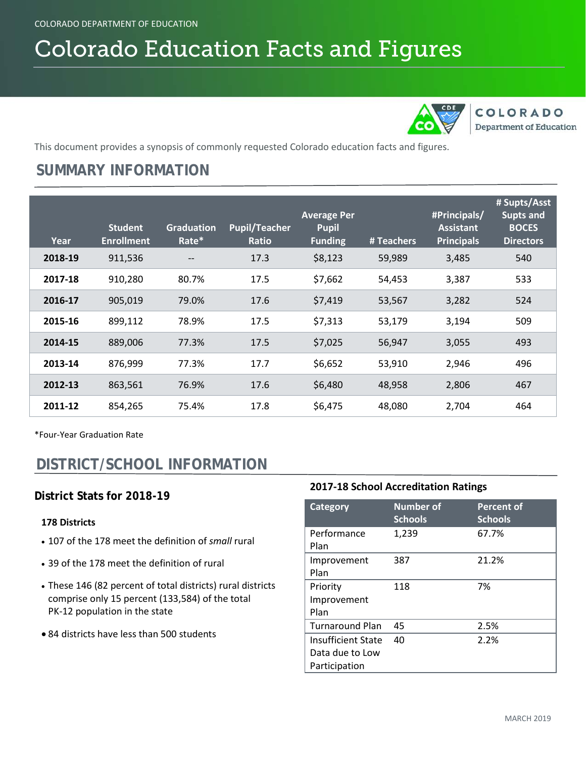COLORADO DEPARTMENT OF EDUCATION

# Colorado Education Facts and Figures

This document provides a synopsis of commonly requested Colorado education facts and figures.

## SUMMARY INFORMATION

| Year | Student Enrollment | Graduation Rate* | Pupil/Teacher Ratio | Average Per Pupil Funding | # Teachers | #Principals/ Assistant Principals | # Supts/Asst Supts and BOCES Directors |
|---|---|---|---|---|---|---|---|
| **2018-19** | 911,536 | -- | 17.3 | $8,123 | 59,989 | 3,485 | 540 |
| **2017-18** | 910,280 | 80.7% | 17.5 | $7,662 | 54,453 | 3,387 | 533 |
| **2016-17** | 905,019 | 79.0% | 17.6 | $7,419 | 53,567 | 3,282 | 524 |
| **2015-16** | 899,112 | 78.9% | 17.5 | $7,313 | 53,179 | 3,194 | 509 |
| **2014-15** | 889,006 | 77.3% | 17.5 | $7,025 | 56,947 | 3,055 | 493 |
| **2013-14** | 876,999 | 77.3% | 17.7 | $6,652 | 53,910 | 2,946 | 496 |
| **2012-13** | 863,561 | 76.9% | 17.6 | $6,480 | 48,958 | 2,806 | 467 |
| **2011-12** | 854,265 | 75.4% | 17.8 | $6,475 | 48,080 | 2,704 | 464 |

*Four-Year Graduation Rate

## DISTRICT/SCHOOL INFORMATION

### District Stats for 2018-19

**178 Districts**

- 107 of the 178 meet the definition of *small* rural
- 39 of the 178 meet the definition of rural
- These 146 (82 percent of total districts) rural districts comprise only 15 percent (133,584) of the total PK-12 population in the state
- 84 districts have less than 500 students

### 2017-18 School Accreditation Ratings

| Category | Number of Schools | Percent of Schools |
|---|---|---|
| Performance Plan | 1,239 | 67.7% |
| Improvement Plan | 387 | 21.2% |
| Priority Improvement Plan | 118 | 7% |
| Turnaround Plan | 45 | 2.5% |
| Insufficient State Data due to Low Participation | 40 | 2.2% |

MARCH 2019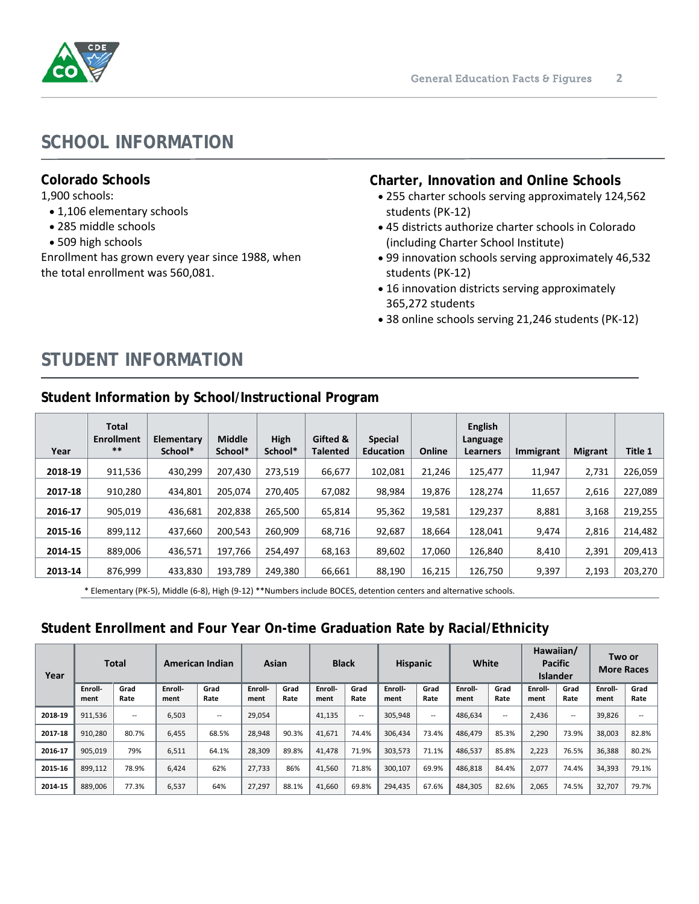## SCHOOL INFORMATION

### Colorado Schools

1,900 schools:

- 1,106 elementary schools
- 285 middle schools
- 509 high schools

Enrollment has grown every year since 1988, when the total enrollment was 560,081.

### Charter, Innovation and Online Schools

- 255 charter schools serving approximately 124,562 students (PK-12)
- 45 districts authorize charter schools in Colorado (including Charter School Institute)
- 99 innovation schools serving approximately 46,532 students (PK-12)
- 16 innovation districts serving approximately 365,272 students
- 38 online schools serving 21,246 students (PK-12)

## STUDENT INFORMATION

### Student Information by School/Instructional Program

| Year | Total Enrollment ** | Elementary School* | Middle School* | High School* | Gifted & Talented | Special Education | Online | English Language Learners | Immigrant | Migrant | Title 1 |
|---|---|---|---|---|---|---|---|---|---|---|---|
| 2018-19 | 911,536 | 430,299 | 207,430 | 273,519 | 66,677 | 102,081 | 21,246 | 125,477 | 11,947 | 2,731 | 226,059 |
| 2017-18 | 910,280 | 434,801 | 205,074 | 270,405 | 67,082 | 98,984 | 19,876 | 128,274 | 11,657 | 2,616 | 227,089 |
| 2016-17 | 905,019 | 436,681 | 202,838 | 265,500 | 65,814 | 95,362 | 19,581 | 129,237 | 8,881 | 3,168 | 219,255 |
| 2015-16 | 899,112 | 437,660 | 200,543 | 260,909 | 68,716 | 92,687 | 18,664 | 128,041 | 9,474 | 2,816 | 214,482 |
| 2014-15 | 889,006 | 436,571 | 197,766 | 254,497 | 68,163 | 89,602 | 17,060 | 126,840 | 8,410 | 2,391 | 209,413 |
| 2013-14 | 876,999 | 433,830 | 193,789 | 249,380 | 66,661 | 88,190 | 16,215 | 126,750 | 9,397 | 2,193 | 203,270 |

* Elementary (PK-5), Middle (6-8), High (9-12) **Numbers include BOCES, detention centers and alternative schools.

### Student Enrollment and Four Year On-time Graduation Rate by Racial/Ethnicity

| Year | Total | | American Indian | | Asian | | Black | | Hispanic | | White | | Hawaiian/ Pacific Islander | | Two or More Races | |
|---|---|---|---|---|---|---|---|---|---|---|---|---|---|---|---|---|
| | Enroll-ment | Grad Rate | Enroll-ment | Grad Rate | Enroll-ment | Grad Rate | Enroll-ment | Grad Rate | Enroll-ment | Grad Rate | Enroll-ment | Grad Rate | Enroll-ment | Grad Rate | Enroll-ment | Grad Rate |
| 2018-19 | 911,536 | -- | 6,503 | -- | 29,054 | | 41,135 | -- | 305,948 | -- | 486,634 | -- | 2,436 | -- | 39,826 | -- |
| 2017-18 | 910,280 | 80.7% | 6,455 | 68.5% | 28,948 | 90.3% | 41,671 | 74.4% | 306,434 | 73.4% | 486,479 | 85.3% | 2,290 | 73.9% | 38,003 | 82.8% |
| 2016-17 | 905,019 | 79% | 6,511 | 64.1% | 28,309 | 89.8% | 41,478 | 71.9% | 303,573 | 71.1% | 486,537 | 85.8% | 2,223 | 76.5% | 36,388 | 80.2% |
| 2015-16 | 899,112 | 78.9% | 6,424 | 62% | 27,733 | 86% | 41,560 | 71.8% | 300,107 | 69.9% | 486,818 | 84.4% | 2,077 | 74.4% | 34,393 | 79.1% |
| 2014-15 | 889,006 | 77.3% | 6,537 | 64% | 27,297 | 88.1% | 41,660 | 69.8% | 294,435 | 67.6% | 484,305 | 82.6% | 2,065 | 74.5% | 32,707 | 79.7% |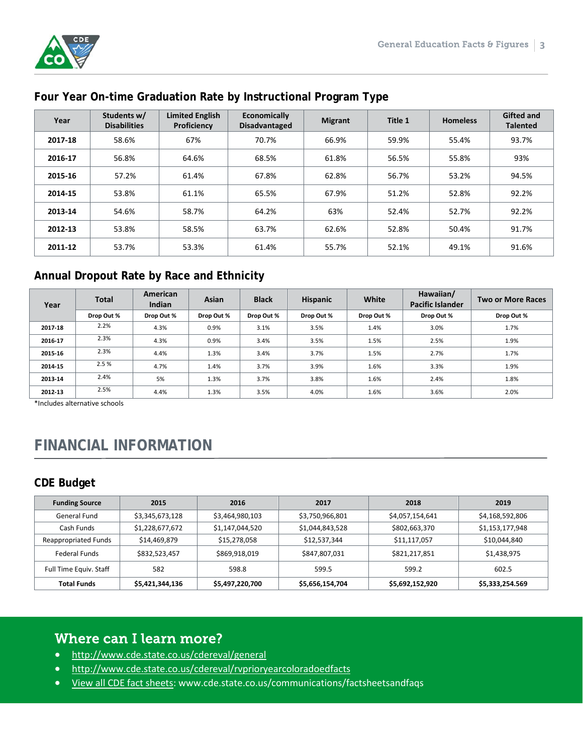## Four Year On-time Graduation Rate by Instructional Program Type

| Year | Students w/ Disabilities | Limited English Proficiency | Economically Disadvantaged | Migrant | Title 1 | Homeless | Gifted and Talented |
|---|---|---|---|---|---|---|---|
| 2017-18 | 58.6% | 67% | 70.7% | 66.9% | 59.9% | 55.4% | 93.7% |
| 2016-17 | 56.8% | 64.6% | 68.5% | 61.8% | 56.5% | 55.8% | 93% |
| 2015-16 | 57.2% | 61.4% | 67.8% | 62.8% | 56.7% | 53.2% | 94.5% |
| 2014-15 | 53.8% | 61.1% | 65.5% | 67.9% | 51.2% | 52.8% | 92.2% |
| 2013-14 | 54.6% | 58.7% | 64.2% | 63% | 52.4% | 52.7% | 92.2% |
| 2012-13 | 53.8% | 58.5% | 63.7% | 62.6% | 52.8% | 50.4% | 91.7% |
| 2011-12 | 53.7% | 53.3% | 61.4% | 55.7% | 52.1% | 49.1% | 91.6% |

## Annual Dropout Rate by Race and Ethnicity

| Year | Total | American Indian | Asian | Black | Hispanic | White | Hawaiian/ Pacific Islander | Two or More Races |
|---|---|---|---|---|---|---|---|---|
| | Drop Out % | Drop Out % | Drop Out % | Drop Out % | Drop Out % | Drop Out % | Drop Out % | Drop Out % |
| 2017-18 | 2.2% | 4.3% | 0.9% | 3.1% | 3.5% | 1.4% | 3.0% | 1.7% |
| 2016-17 | 2.3% | 4.3% | 0.9% | 3.4% | 3.5% | 1.5% | 2.5% | 1.9% |
| 2015-16 | 2.3% | 4.4% | 1.3% | 3.4% | 3.7% | 1.5% | 2.7% | 1.7% |
| 2014-15 | 2.5 % | 4.7% | 1.4% | 3.7% | 3.9% | 1.6% | 3.3% | 1.9% |
| 2013-14 | 2.4% | 5% | 1.3% | 3.7% | 3.8% | 1.6% | 2.4% | 1.8% |
| 2012-13 | 2.5% | 4.4% | 1.3% | 3.5% | 4.0% | 1.6% | 3.6% | 2.0% |

*Includes alternative schools

# FINANCIAL INFORMATION

## CDE Budget

| Funding Source | 2015 | 2016 | 2017 | 2018 | 2019 |
|---|---|---|---|---|---|
| General Fund | $3,345,673,128 | $3,464,980,103 | $3,750,966,801 | $4,057,154,641 | $4,168,592,806 |
| Cash Funds | $1,228,677,672 | $1,147,044,520 | $1,044,843,528 | $802,663,370 | $1,153,177,948 |
| Reappropriated Funds | $14,469,879 | $15,278,058 | $12,537,344 | $11,117,057 | $10,044,840 |
| Federal Funds | $832,523,457 | $869,918,019 | $847,807,031 | $821,217,851 | $1,438,975 |
| Full Time Equiv. Staff | 582 | 598.8 | 599.5 | 599.2 | 602.5 |
| **Total Funds** | **$5,421,344,136** | **$5,497,220,700** | **$5,656,154,704** | **$5,692,152,920** | **$5,333,254.569** |

## Where can I learn more?

- http://www.cde.state.co.us/cdereval/general
- http://www.cde.state.co.us/cdereval/rvprioryearcoloradoedfacts
- View all CDE fact sheets: www.cde.state.co.us/communications/factsheetsandfaqs